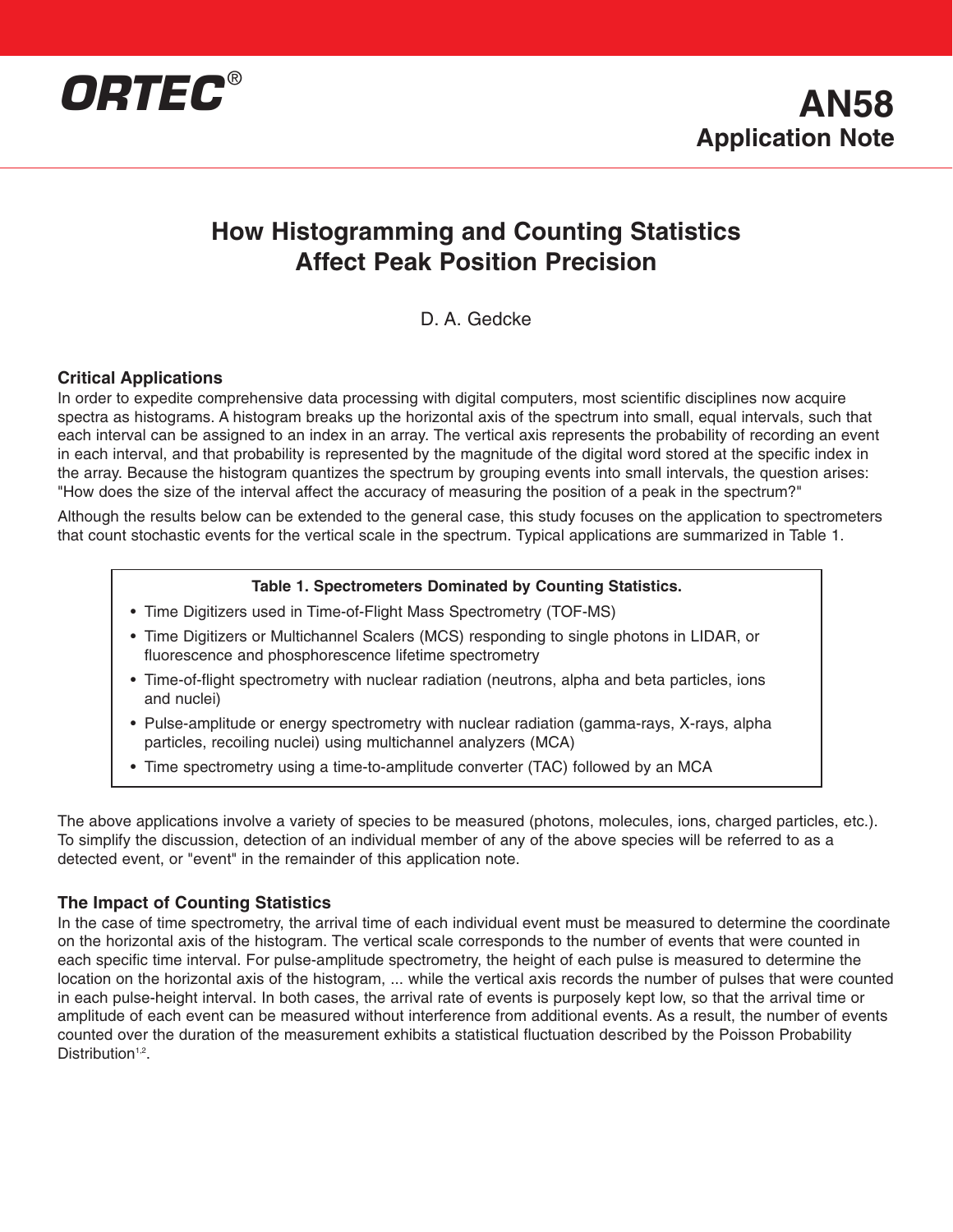**ORTEC®**

# AN58
## Application Note

# How Histogramming and Counting Statistics Affect Peak Position Precision

D. A. Gedcke

### Critical Applications

In order to expedite comprehensive data processing with digital computers, most scientific disciplines now acquire spectra as histograms. A histogram breaks up the horizontal axis of the spectrum into small, equal intervals, such that each interval can be assigned to an index in an array. The vertical axis represents the probability of recording an event in each interval, and that probability is represented by the magnitude of the digital word stored at the specific index in the array. Because the histogram quantizes the spectrum by grouping events into small intervals, the question arises: "How does the size of the interval affect the accuracy of measuring the position of a peak in the spectrum?"

Although the results below can be extended to the general case, this study focuses on the application to spectrometers that count stochastic events for the vertical scale in the spectrum. Typical applications are summarized in Table 1.

**Table 1. Spectrometers Dominated by Counting Statistics.**

- Time Digitizers used in Time-of-Flight Mass Spectrometry (TOF-MS)
- Time Digitizers or Multichannel Scalers (MCS) responding to single photons in LIDAR, or fluorescence and phosphorescence lifetime spectrometry
- Time-of-flight spectrometry with nuclear radiation (neutrons, alpha and beta particles, ions and nuclei)
- Pulse-amplitude or energy spectrometry with nuclear radiation (gamma-rays, X-rays, alpha particles, recoiling nuclei) using multichannel analyzers (MCA)
- Time spectrometry using a time-to-amplitude converter (TAC) followed by an MCA

The above applications involve a variety of species to be measured (photons, molecules, ions, charged particles, etc.). To simplify the discussion, detection of an individual member of any of the above species will be referred to as a detected event, or "event" in the remainder of this application note.

### The Impact of Counting Statistics

In the case of time spectrometry, the arrival time of each individual event must be measured to determine the coordinate on the horizontal axis of the histogram. The vertical scale corresponds to the number of events that were counted in each specific time interval. For pulse-amplitude spectrometry, the height of each pulse is measured to determine the location on the horizontal axis of the histogram, ... while the vertical axis records the number of pulses that were counted in each pulse-height interval. In both cases, the arrival rate of events is purposely kept low, so that the arrival time or amplitude of each event can be measured without interference from additional events. As a result, the number of events counted over the duration of the measurement exhibits a statistical fluctuation described by the Poisson Probability Distribution[1,2].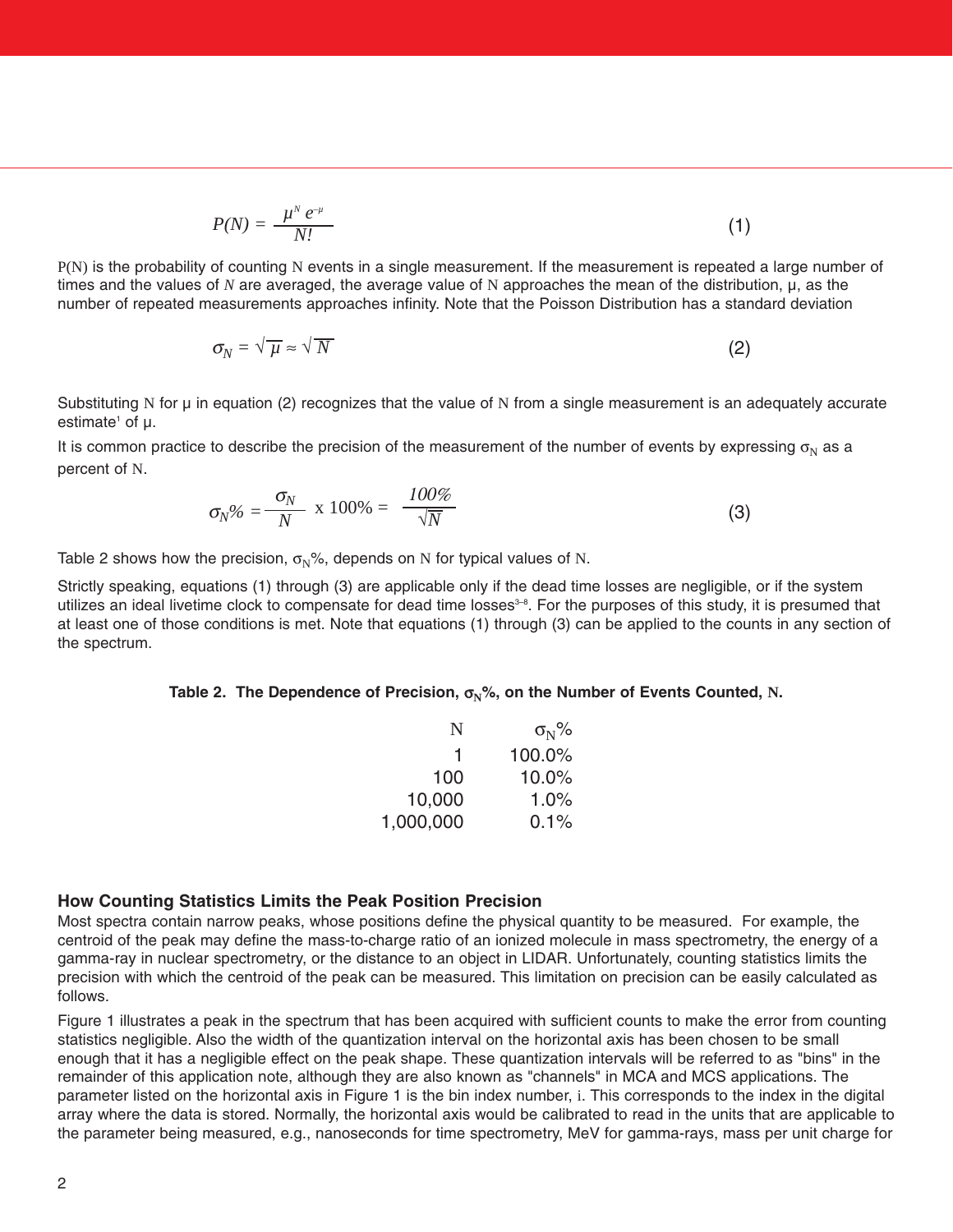$$P(N) = \frac{\mu^N e^{-\mu}}{N!} \tag{1}$$

$P(N)$ is the probability of counting $N$ events in a single measurement. If the measurement is repeated a large number of times and the values of $N$ are averaged, the average value of $N$ approaches the mean of the distribution, $\mu$, as the number of repeated measurements approaches infinity. Note that the Poisson Distribution has a standard deviation

$$\sigma_N = \sqrt{\mu} \approx \sqrt{N} \tag{2}$$

Substituting $N$ for $\mu$ in equation (2) recognizes that the value of $N$ from a single measurement is an adequately accurate estimate[1] of $\mu$.

It is common practice to describe the precision of the measurement of the number of events by expressing $\sigma_N$ as a percent of $N$.

$$\sigma_N\% = \frac{\sigma_N}{N} \times 100\% = \frac{100\%}{\sqrt{N}} \tag{3}$$

Table 2 shows how the precision, $\sigma_N\%$, depends on $N$ for typical values of $N$.

Strictly speaking, equations (1) through (3) are applicable only if the dead time losses are negligible, or if the system utilizes an ideal livetime clock to compensate for dead time losses[3–8]. For the purposes of this study, it is presumed that at least one of those conditions is met. Note that equations (1) through (3) can be applied to the counts in any section of the spectrum.

**Table 2. The Dependence of Precision, $\sigma_N\%$, on the Number of Events Counted, $N$.**

| $N$ | $\sigma_N\%$ |
|---:|---:|
| 1 | 100.0% |
| 100 | 10.0% |
| 10,000 | 1.0% |
| 1,000,000 | 0.1% |

### How Counting Statistics Limits the Peak Position Precision

Most spectra contain narrow peaks, whose positions define the physical quantity to be measured. For example, the centroid of the peak may define the mass-to-charge ratio of an ionized molecule in mass spectrometry, the energy of a gamma-ray in nuclear spectrometry, or the distance to an object in LIDAR. Unfortunately, counting statistics limits the precision with which the centroid of the peak can be measured. This limitation on precision can be easily calculated as follows.

Figure 1 illustrates a peak in the spectrum that has been acquired with sufficient counts to make the error from counting statistics negligible. Also the width of the quantization interval on the horizontal axis has been chosen to be small enough that it has a negligible effect on the peak shape. These quantization intervals will be referred to as "bins" in the remainder of this application note, although they are also known as "channels" in MCA and MCS applications. The parameter listed on the horizontal axis in Figure 1 is the bin index number, $i$. This corresponds to the index in the digital array where the data is stored. Normally, the horizontal axis would be calibrated to read in the units that are applicable to the parameter being measured, e.g., nanoseconds for time spectrometry, MeV for gamma-rays, mass per unit charge for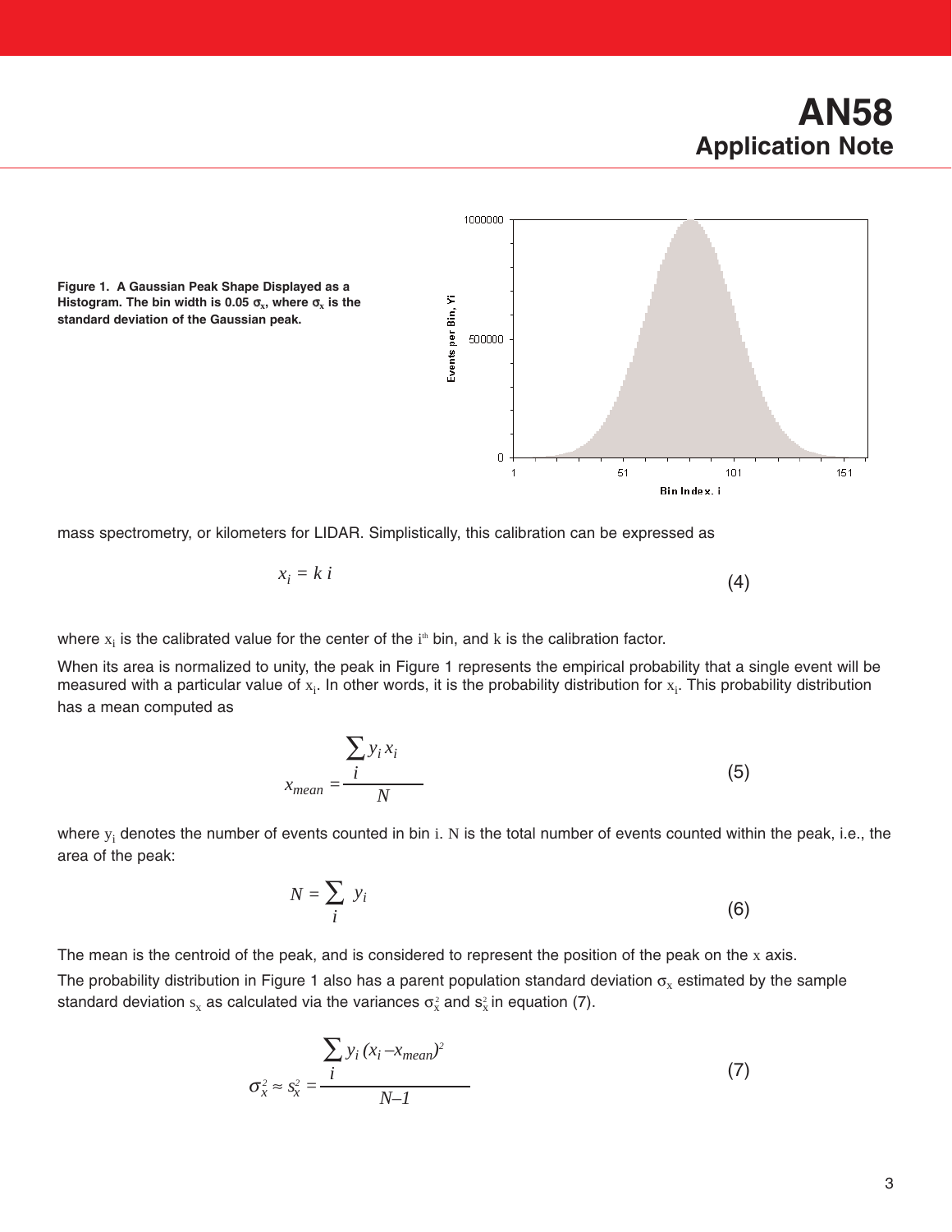Figure 1. A Gaussian Peak Shape Displayed as a Histogram. The bin width is 0.05 $\sigma_x$, where $\sigma_x$ is the standard deviation of the Gaussian peak.

mass spectrometry, or kilometers for LIDAR. Simplistically, this calibration can be expressed as

$$x_i = k\, i \tag{4}$$

where $x_i$ is the calibrated value for the center of the $i^{th}$ bin, and $k$ is the calibration factor.

When its area is normalized to unity, the peak in Figure 1 represents the empirical probability that a single event will be measured with a particular value of $x_i$. In other words, it is the probability distribution for $x_i$. This probability distribution has a mean computed as

$$x_{mean} = \frac{\sum_i y_i\, x_i}{N} \tag{5}$$

where $y_i$ denotes the number of events counted in bin $i$. $N$ is the total number of events counted within the peak, i.e., the area of the peak:

$$N = \sum_i y_i \tag{6}$$

The mean is the centroid of the peak, and is considered to represent the position of the peak on the $x$ axis.

The probability distribution in Figure 1 also has a parent population standard deviation $\sigma_x$ estimated by the sample standard deviation $s_x$ as calculated via the variances $\sigma_x^2$ and $s_x^2$ in equation (7).

$$\sigma_x^2 \approx s_x^2 = \frac{\sum_i y_i\,(x_i - x_{mean})^2}{N-1} \tag{7}$$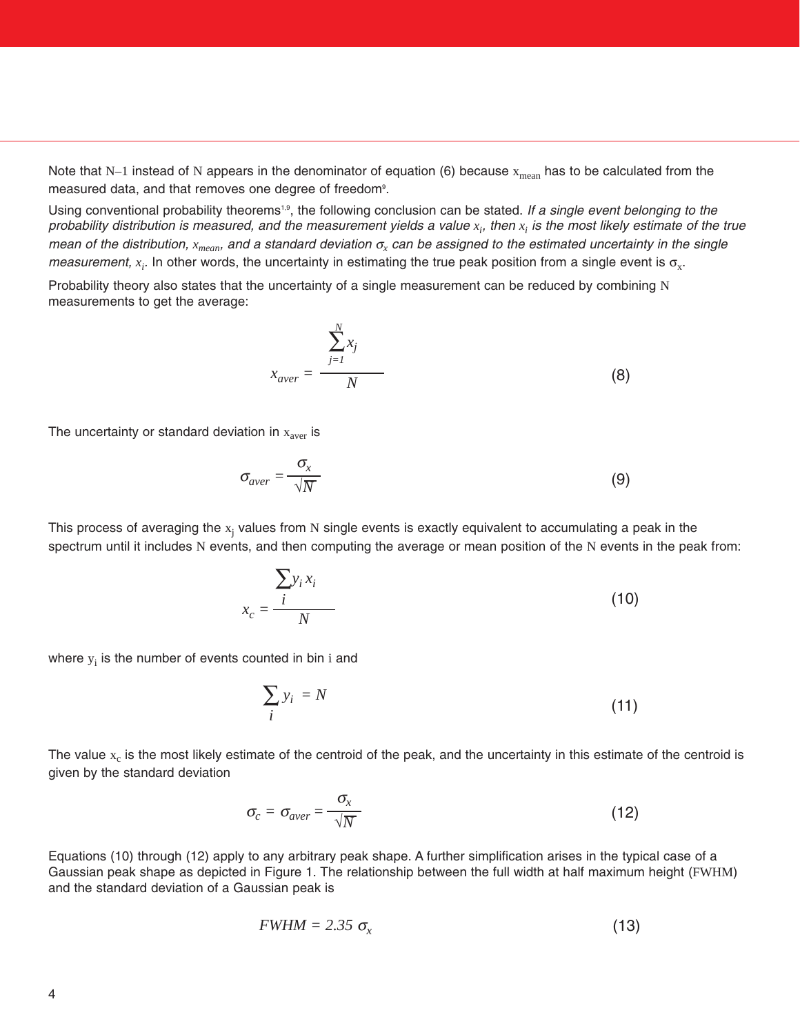Note that $N-1$ instead of $N$ appears in the denominator of equation (6) because $x_{mean}$ has to be calculated from the measured data, and that removes one degree of freedom[9].

Using conventional probability theorems[1,9], the following conclusion can be stated. *If a single event belonging to the probability distribution is measured, and the measurement yields a value $x_i$, then $x_i$ is the most likely estimate of the true mean of the distribution, $x_{mean}$, and a standard deviation $\sigma_x$ can be assigned to the estimated uncertainty in the single measurement, $x_i$.* In other words, the uncertainty in estimating the true peak position from a single event is $\sigma_x$.

Probability theory also states that the uncertainty of a single measurement can be reduced by combining $N$ measurements to get the average:

$$x_{aver} = \frac{\sum_{j=1}^{N} x_j}{N} \tag{8}$$

The uncertainty or standard deviation in $x_{aver}$ is

$$\sigma_{aver} = \frac{\sigma_x}{\sqrt{N}} \tag{9}$$

This process of averaging the $x_j$ values from $N$ single events is exactly equivalent to accumulating a peak in the spectrum until it includes $N$ events, and then computing the average or mean position of the $N$ events in the peak from:

$$x_c = \frac{\sum_i y_i x_i}{N} \tag{10}$$

where $y_i$ is the number of events counted in bin $i$ and

$$\sum_i y_i = N \tag{11}$$

The value $x_c$ is the most likely estimate of the centroid of the peak, and the uncertainty in this estimate of the centroid is given by the standard deviation

$$\sigma_c = \sigma_{aver} = \frac{\sigma_x}{\sqrt{N}} \tag{12}$$

Equations (10) through (12) apply to any arbitrary peak shape. A further simplification arises in the typical case of a Gaussian peak shape as depicted in Figure 1. The relationship between the full width at half maximum height (FWHM) and the standard deviation of a Gaussian peak is

$$FWHM = 2.35\ \sigma_x \tag{13}$$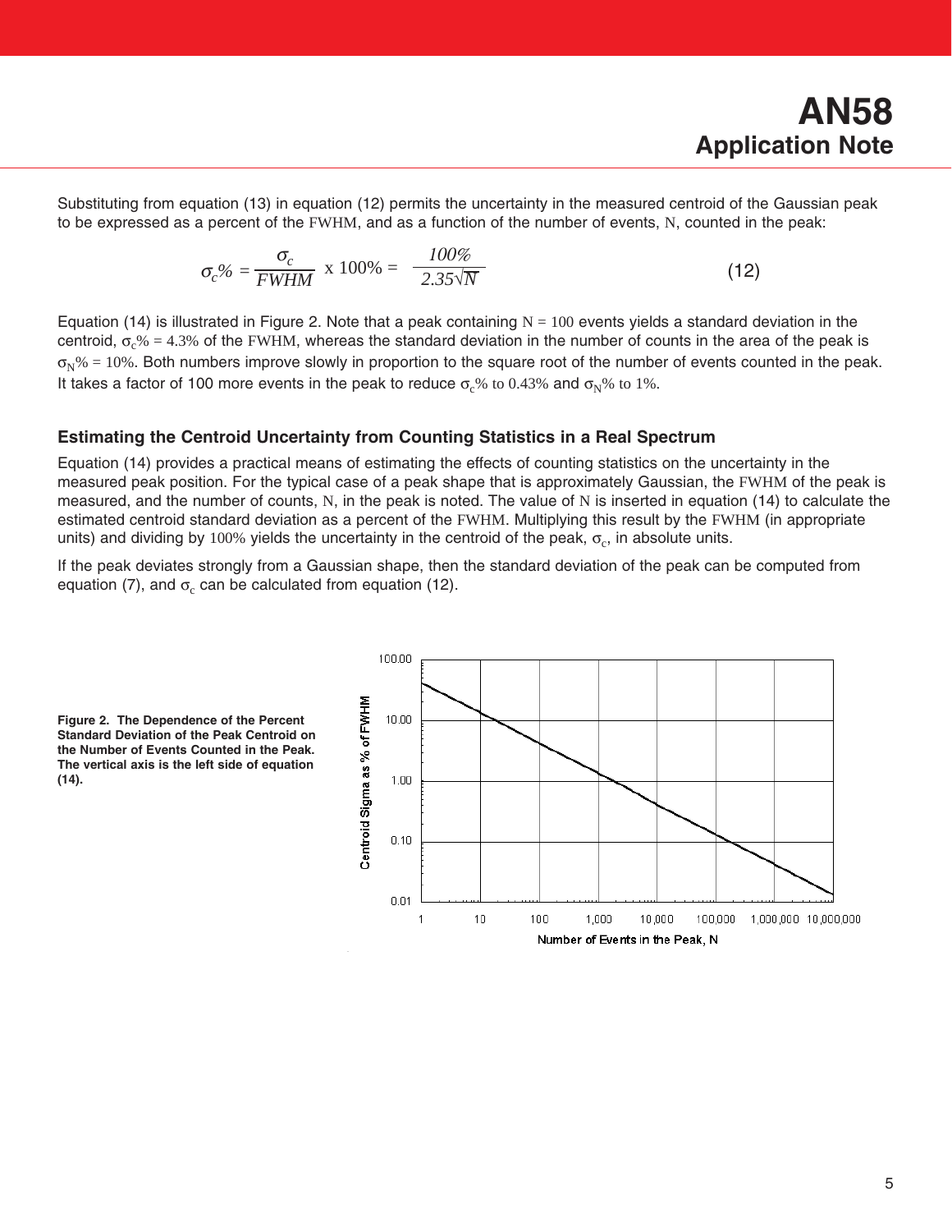Substituting from equation (13) in equation (12) permits the uncertainty in the measured centroid of the Gaussian peak to be expressed as a percent of the FWHM, and as a function of the number of events, N, counted in the peak:

$$\sigma_c\% = \frac{\sigma_c}{FWHM} \text{ x } 100\% = \frac{100\%}{2.35\sqrt{N}} \qquad (12)$$

Equation (14) is illustrated in Figure 2. Note that a peak containing $N = 100$ events yields a standard deviation in the centroid, $\sigma_c\% = 4.3\%$ of the FWHM, whereas the standard deviation in the number of counts in the area of the peak is $\sigma_N\% = 10\%$. Both numbers improve slowly in proportion to the square root of the number of events counted in the peak. It takes a factor of 100 more events in the peak to reduce $\sigma_c\%$ to $0.43\%$ and $\sigma_N\%$ to $1\%$.

### Estimating the Centroid Uncertainty from Counting Statistics in a Real Spectrum

Equation (14) provides a practical means of estimating the effects of counting statistics on the uncertainty in the measured peak position. For the typical case of a peak shape that is approximately Gaussian, the FWHM of the peak is measured, and the number of counts, N, in the peak is noted. The value of N is inserted in equation (14) to calculate the estimated centroid standard deviation as a percent of the FWHM. Multiplying this result by the FWHM (in appropriate units) and dividing by 100% yields the uncertainty in the centroid of the peak, $\sigma_c$, in absolute units.

If the peak deviates strongly from a Gaussian shape, then the standard deviation of the peak can be computed from equation (7), and $\sigma_c$ can be calculated from equation (12).

**Figure 2. The Dependence of the Percent Standard Deviation of the Peak Centroid on the Number of Events Counted in the Peak. The vertical axis is the left side of equation (14).**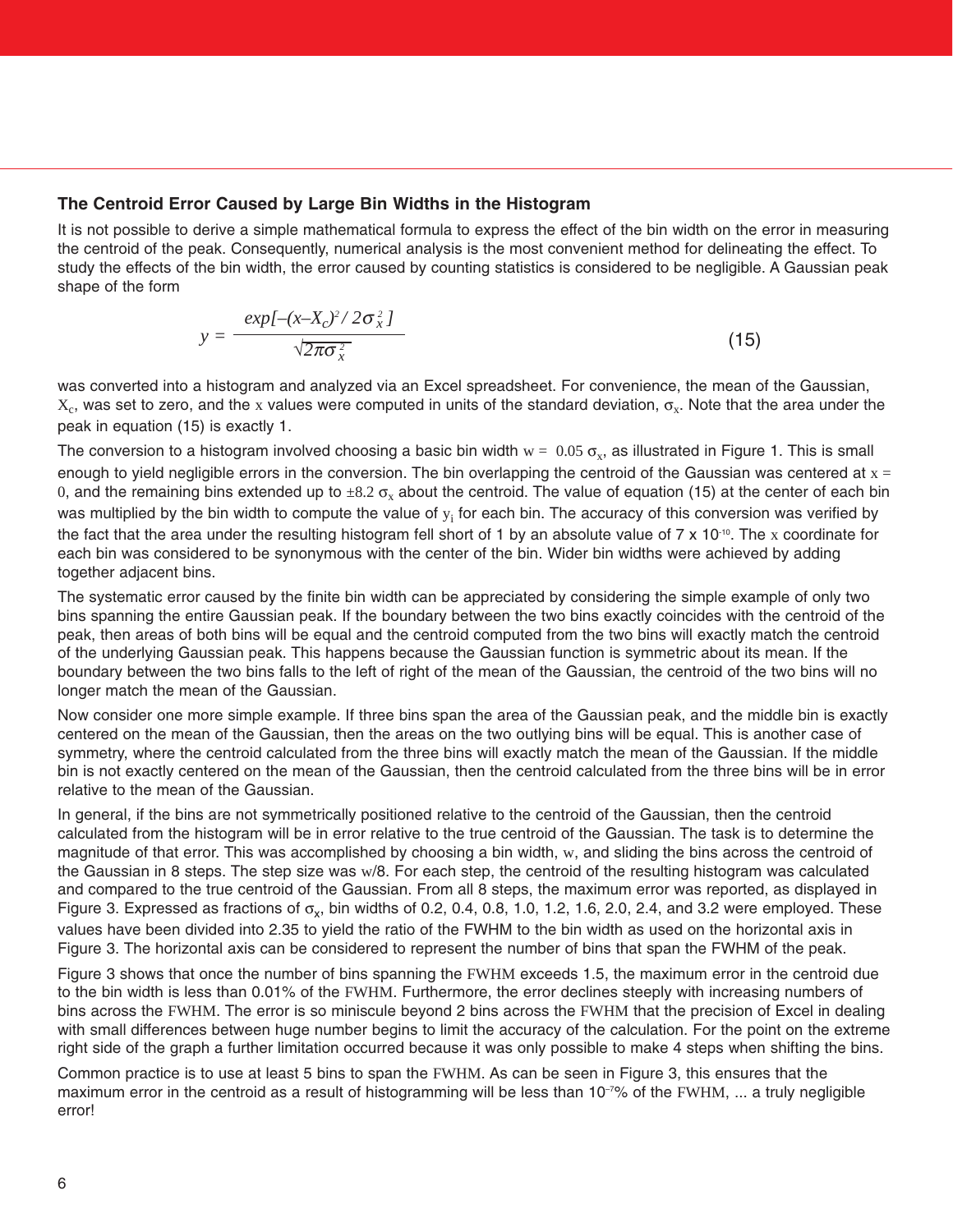### The Centroid Error Caused by Large Bin Widths in the Histogram

It is not possible to derive a simple mathematical formula to express the effect of the bin width on the error in measuring the centroid of the peak. Consequently, numerical analysis is the most convenient method for delineating the effect. To study the effects of the bin width, the error caused by counting statistics is considered to be negligible. A Gaussian peak shape of the form

$$y = \frac{exp[-(x-X_C)^2 / 2\sigma_x^2]}{\sqrt{2\pi\sigma_x^2}} \quad (15)$$

was converted into a histogram and analyzed via an Excel spreadsheet. For convenience, the mean of the Gaussian, $X_c$, was set to zero, and the $x$ values were computed in units of the standard deviation, $\sigma_x$. Note that the area under the peak in equation (15) is exactly 1.

The conversion to a histogram involved choosing a basic bin width $w = 0.05\ \sigma_x$, as illustrated in Figure 1. This is small enough to yield negligible errors in the conversion. The bin overlapping the centroid of the Gaussian was centered at $x = 0$, and the remaining bins extended up to $\pm 8.2\ \sigma_x$ about the centroid. The value of equation (15) at the center of each bin was multiplied by the bin width to compute the value of $y_i$ for each bin. The accuracy of this conversion was verified by the fact that the area under the resulting histogram fell short of 1 by an absolute value of $7 \times 10^{-10}$. The $x$ coordinate for each bin was considered to be synonymous with the center of the bin. Wider bin widths were achieved by adding together adjacent bins.

The systematic error caused by the finite bin width can be appreciated by considering the simple example of only two bins spanning the entire Gaussian peak. If the boundary between the two bins exactly coincides with the centroid of the peak, then areas of both bins will be equal and the centroid computed from the two bins will exactly match the centroid of the underlying Gaussian peak. This happens because the Gaussian function is symmetric about its mean. If the boundary between the two bins falls to the left of right of the mean of the Gaussian, the centroid of the two bins will no longer match the mean of the Gaussian.

Now consider one more simple example. If three bins span the area of the Gaussian peak, and the middle bin is exactly centered on the mean of the Gaussian, then the areas on the two outlying bins will be equal. This is another case of symmetry, where the centroid calculated from the three bins will exactly match the mean of the Gaussian. If the middle bin is not exactly centered on the mean of the Gaussian, then the centroid calculated from the three bins will be in error relative to the mean of the Gaussian.

In general, if the bins are not symmetrically positioned relative to the centroid of the Gaussian, then the centroid calculated from the histogram will be in error relative to the true centroid of the Gaussian. The task is to determine the magnitude of that error. This was accomplished by choosing a bin width, $w$, and sliding the bins across the centroid of the Gaussian in 8 steps. The step size was $w/8$. For each step, the centroid of the resulting histogram was calculated and compared to the true centroid of the Gaussian. From all 8 steps, the maximum error was reported, as displayed in Figure 3. Expressed as fractions of $\sigma_x$, bin widths of 0.2, 0.4, 0.8, 1.0, 1.2, 1.6, 2.0, 2.4, and 3.2 were employed. These values have been divided into 2.35 to yield the ratio of the FWHM to the bin width as used on the horizontal axis in Figure 3. The horizontal axis can be considered to represent the number of bins that span the FWHM of the peak.

Figure 3 shows that once the number of bins spanning the FWHM exceeds 1.5, the maximum error in the centroid due to the bin width is less than 0.01% of the FWHM. Furthermore, the error declines steeply with increasing numbers of bins across the FWHM. The error is so miniscule beyond 2 bins across the FWHM that the precision of Excel in dealing with small differences between huge number begins to limit the accuracy of the calculation. For the point on the extreme right side of the graph a further limitation occurred because it was only possible to make 4 steps when shifting the bins.

Common practice is to use at least 5 bins to span the FWHM. As can be seen in Figure 3, this ensures that the maximum error in the centroid as a result of histogramming will be less than $10^{-7}$% of the FWHM, ... a truly negligible error!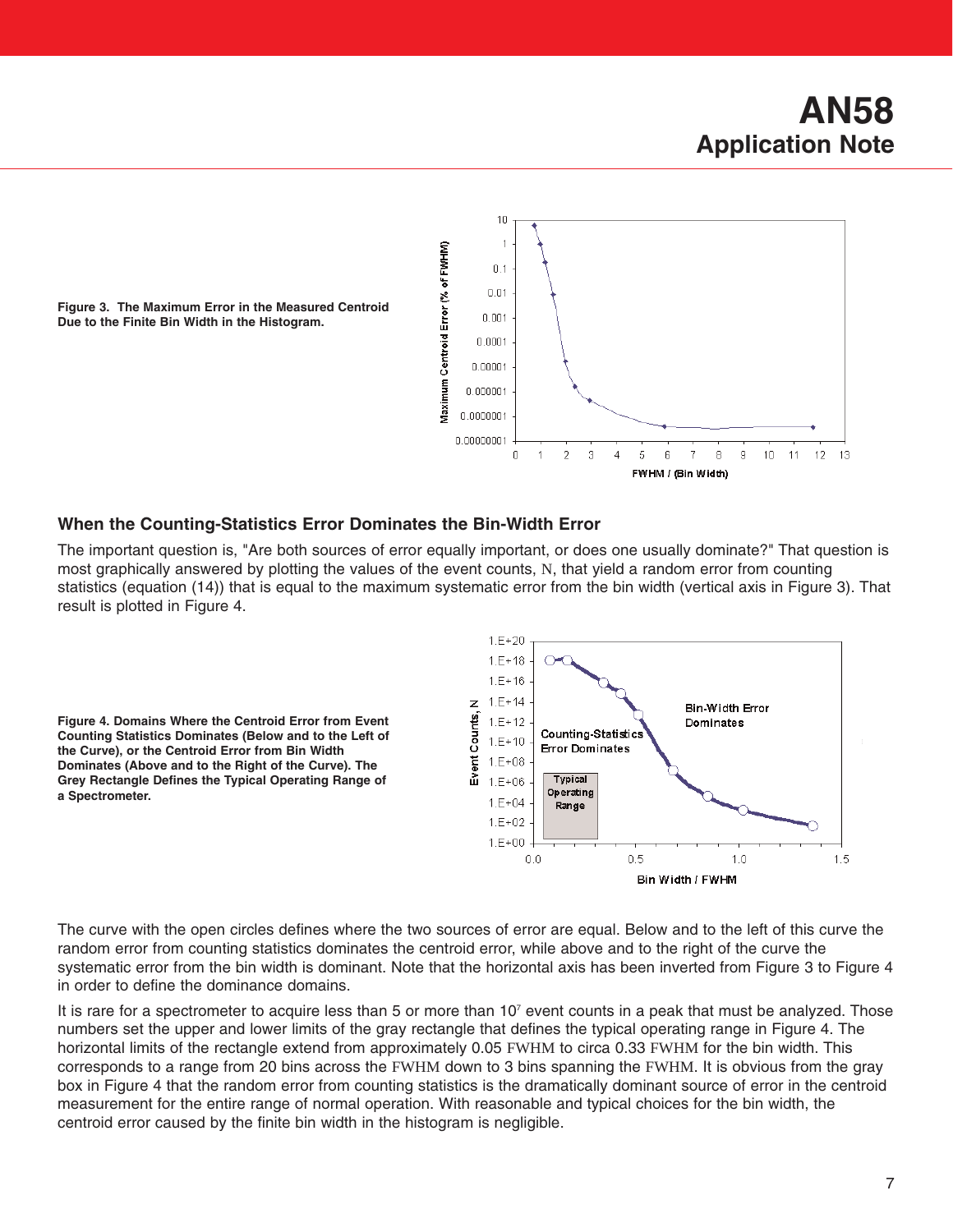Figure 3. The Maximum Error in the Measured Centroid Due to the Finite Bin Width in the Histogram.

## When the Counting-Statistics Error Dominates the Bin-Width Error

The important question is, "Are both sources of error equally important, or does one usually dominate?" That question is most graphically answered by plotting the values of the event counts, $N$, that yield a random error from counting statistics (equation (14)) that is equal to the maximum systematic error from the bin width (vertical axis in Figure 3). That result is plotted in Figure 4.

Figure 4. Domains Where the Centroid Error from Event Counting Statistics Dominates (Below and to the Left of the Curve), or the Centroid Error from Bin Width Dominates (Above and to the Right of the Curve). The Grey Rectangle Defines the Typical Operating Range of a Spectrometer.

The curve with the open circles defines where the two sources of error are equal. Below and to the left of this curve the random error from counting statistics dominates the centroid error, while above and to the right of the curve the systematic error from the bin width is dominant. Note that the horizontal axis has been inverted from Figure 3 to Figure 4 in order to define the dominance domains.

It is rare for a spectrometer to acquire less than 5 or more than $10^7$ event counts in a peak that must be analyzed. Those numbers set the upper and lower limits of the gray rectangle that defines the typical operating range in Figure 4. The horizontal limits of the rectangle extend from approximately 0.05 FWHM to circa 0.33 FWHM for the bin width. This corresponds to a range from 20 bins across the FWHM down to 3 bins spanning the FWHM. It is obvious from the gray box in Figure 4 that the random error from counting statistics is the dramatically dominant source of error in the centroid measurement for the entire range of normal operation. With reasonable and typical choices for the bin width, the centroid error caused by the finite bin width in the histogram is negligible.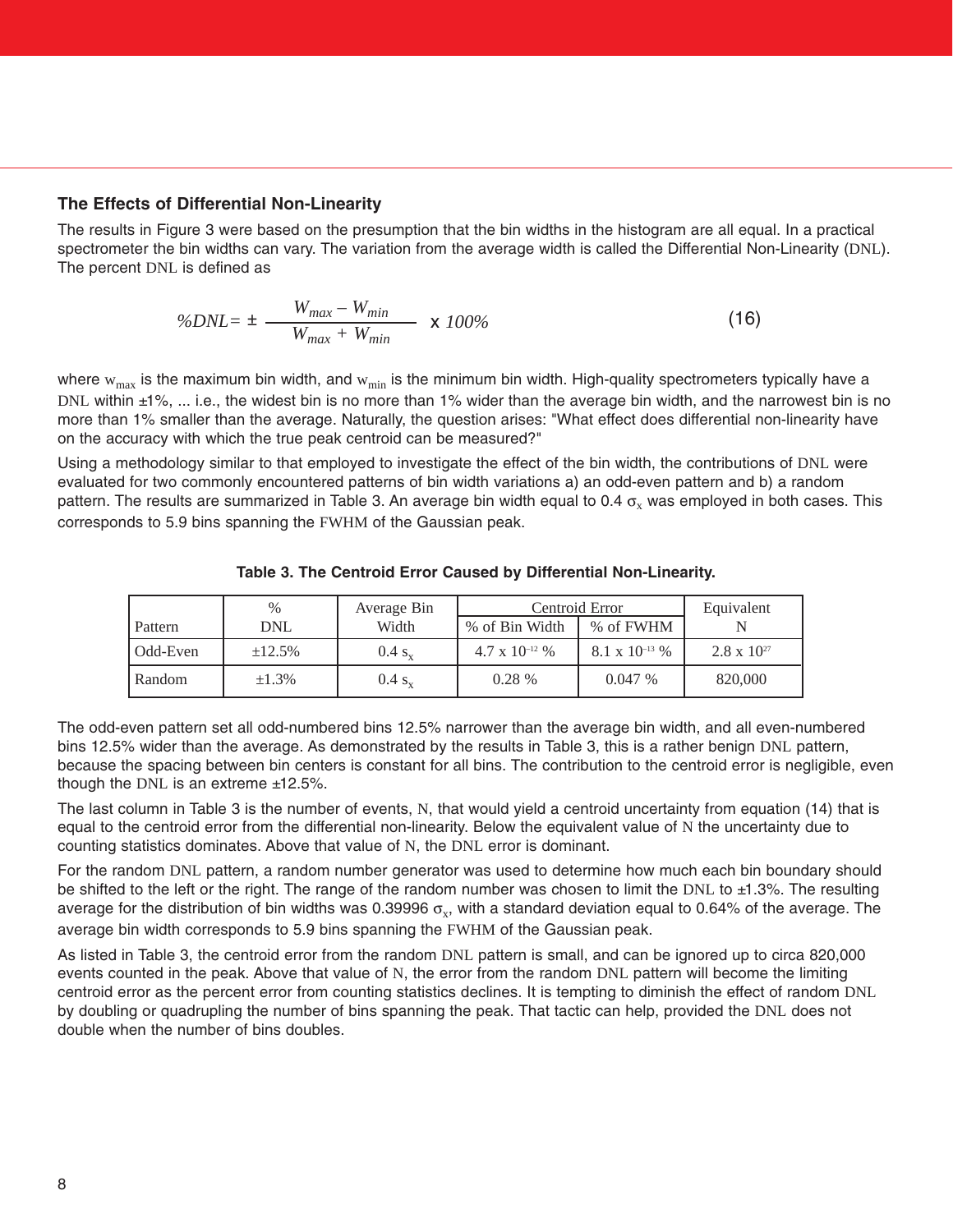### The Effects of Differential Non-Linearity

The results in Figure 3 were based on the presumption that the bin widths in the histogram are all equal. In a practical spectrometer the bin widths can vary. The variation from the average width is called the Differential Non-Linearity (DNL). The percent DNL is defined as

$$\%DNL = \pm \frac{W_{max} - W_{min}}{W_{max} + W_{min}} \times 100\% \tag{16}$$

where $w_{max}$ is the maximum bin width, and $w_{min}$ is the minimum bin width. High-quality spectrometers typically have a DNL within ±1%, ... i.e., the widest bin is no more than 1% wider than the average bin width, and the narrowest bin is no more than 1% smaller than the average. Naturally, the question arises: "What effect does differential non-linearity have on the accuracy with which the true peak centroid can be measured?"

Using a methodology similar to that employed to investigate the effect of the bin width, the contributions of DNL were evaluated for two commonly encountered patterns of bin width variations a) an odd-even pattern and b) a random pattern. The results are summarized in Table 3. An average bin width equal to 0.4 $\sigma_x$ was employed in both cases. This corresponds to 5.9 bins spanning the FWHM of the Gaussian peak.

**Table 3. The Centroid Error Caused by Differential Non-Linearity.**

| Pattern | % DNL | Average Bin Width | Centroid Error | | Equivalent N |
|---|---|---|---|---|---|
| | | | % of Bin Width | % of FWHM | |
| Odd-Even | ±12.5% | 0.4 $s_x$ | $4.7 \times 10^{-12}$ % | $8.1 \times 10^{-13}$ % | $2.8 \times 10^{27}$ |
| Random | ±1.3% | 0.4 $s_x$ | 0.28 % | 0.047 % | 820,000 |

The odd-even pattern set all odd-numbered bins 12.5% narrower than the average bin width, and all even-numbered bins 12.5% wider than the average. As demonstrated by the results in Table 3, this is a rather benign DNL pattern, because the spacing between bin centers is constant for all bins. The contribution to the centroid error is negligible, even though the DNL is an extreme ±12.5%.

The last column in Table 3 is the number of events, N, that would yield a centroid uncertainty from equation (14) that is equal to the centroid error from the differential non-linearity. Below the equivalent value of N the uncertainty due to counting statistics dominates. Above that value of N, the DNL error is dominant.

For the random DNL pattern, a random number generator was used to determine how much each bin boundary should be shifted to the left or the right. The range of the random number was chosen to limit the DNL to ±1.3%. The resulting average for the distribution of bin widths was 0.39996 $\sigma_x$, with a standard deviation equal to 0.64% of the average. The average bin width corresponds to 5.9 bins spanning the FWHM of the Gaussian peak.

As listed in Table 3, the centroid error from the random DNL pattern is small, and can be ignored up to circa 820,000 events counted in the peak. Above that value of N, the error from the random DNL pattern will become the limiting centroid error as the percent error from counting statistics declines. It is tempting to diminish the effect of random DNL by doubling or quadrupling the number of bins spanning the peak. That tactic can help, provided the DNL does not double when the number of bins doubles.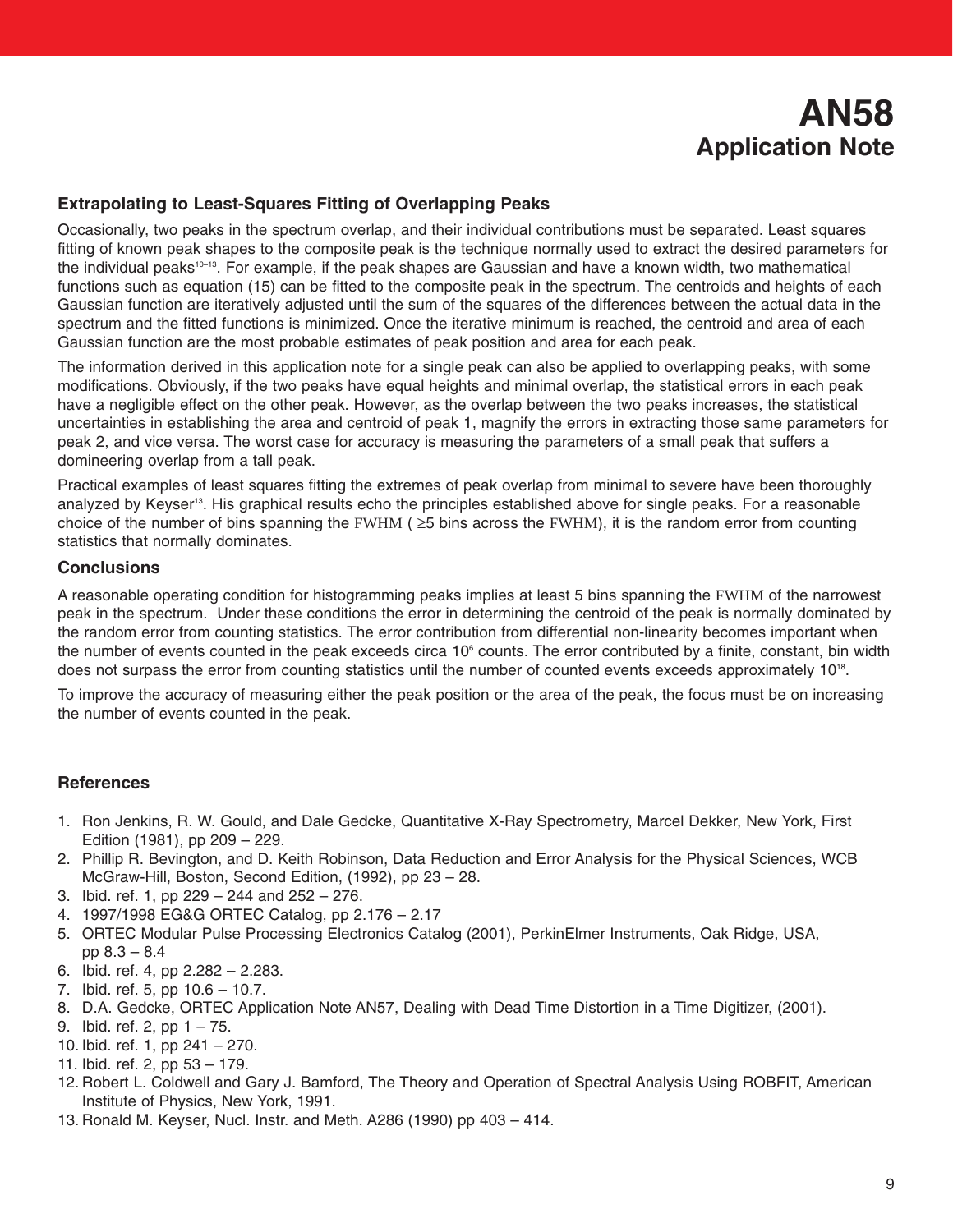### Extrapolating to Least-Squares Fitting of Overlapping Peaks

Occasionally, two peaks in the spectrum overlap, and their individual contributions must be separated. Least squares fitting of known peak shapes to the composite peak is the technique normally used to extract the desired parameters for the individual peaks[10–13]. For example, if the peak shapes are Gaussian and have a known width, two mathematical functions such as equation (15) can be fitted to the composite peak in the spectrum. The centroids and heights of each Gaussian function are iteratively adjusted until the sum of the squares of the differences between the actual data in the spectrum and the fitted functions is minimized. Once the iterative minimum is reached, the centroid and area of each Gaussian function are the most probable estimates of peak position and area for each peak.

The information derived in this application note for a single peak can also be applied to overlapping peaks, with some modifications. Obviously, if the two peaks have equal heights and minimal overlap, the statistical errors in each peak have a negligible effect on the other peak. However, as the overlap between the two peaks increases, the statistical uncertainties in establishing the area and centroid of peak 1, magnify the errors in extracting those same parameters for peak 2, and vice versa. The worst case for accuracy is measuring the parameters of a small peak that suffers a domineering overlap from a tall peak.

Practical examples of least squares fitting the extremes of peak overlap from minimal to severe have been thoroughly analyzed by Keyser[13]. His graphical results echo the principles established above for single peaks. For a reasonable choice of the number of bins spanning the FWHM ( $\geq$5 bins across the FWHM), it is the random error from counting statistics that normally dominates.

### Conclusions

A reasonable operating condition for histogramming peaks implies at least 5 bins spanning the FWHM of the narrowest peak in the spectrum. Under these conditions the error in determining the centroid of the peak is normally dominated by the random error from counting statistics. The error contribution from differential non-linearity becomes important when the number of events counted in the peak exceeds circa $10^6$ counts. The error contributed by a finite, constant, bin width does not surpass the error from counting statistics until the number of counted events exceeds approximately $10^{18}$.

To improve the accuracy of measuring either the peak position or the area of the peak, the focus must be on increasing the number of events counted in the peak.

### References

1. Ron Jenkins, R. W. Gould, and Dale Gedcke, Quantitative X-Ray Spectrometry, Marcel Dekker, New York, First Edition (1981), pp 209 – 229.
2. Phillip R. Bevington, and D. Keith Robinson, Data Reduction and Error Analysis for the Physical Sciences, WCB McGraw-Hill, Boston, Second Edition, (1992), pp 23 – 28.
3. Ibid. ref. 1, pp 229 – 244 and 252 – 276.
4. 1997/1998 EG&G ORTEC Catalog, pp 2.176 – 2.17
5. ORTEC Modular Pulse Processing Electronics Catalog (2001), PerkinElmer Instruments, Oak Ridge, USA, pp 8.3 – 8.4
6. Ibid. ref. 4, pp 2.282 – 2.283.
7. Ibid. ref. 5, pp 10.6 – 10.7.
8. D.A. Gedcke, ORTEC Application Note AN57, Dealing with Dead Time Distortion in a Time Digitizer, (2001).
9. Ibid. ref. 2, pp 1 – 75.
10. Ibid. ref. 1, pp 241 – 270.
11. Ibid. ref. 2, pp 53 – 179.
12. Robert L. Coldwell and Gary J. Bamford, The Theory and Operation of Spectral Analysis Using ROBFIT, American Institute of Physics, New York, 1991.
13. Ronald M. Keyser, Nucl. Instr. and Meth. A286 (1990) pp 403 – 414.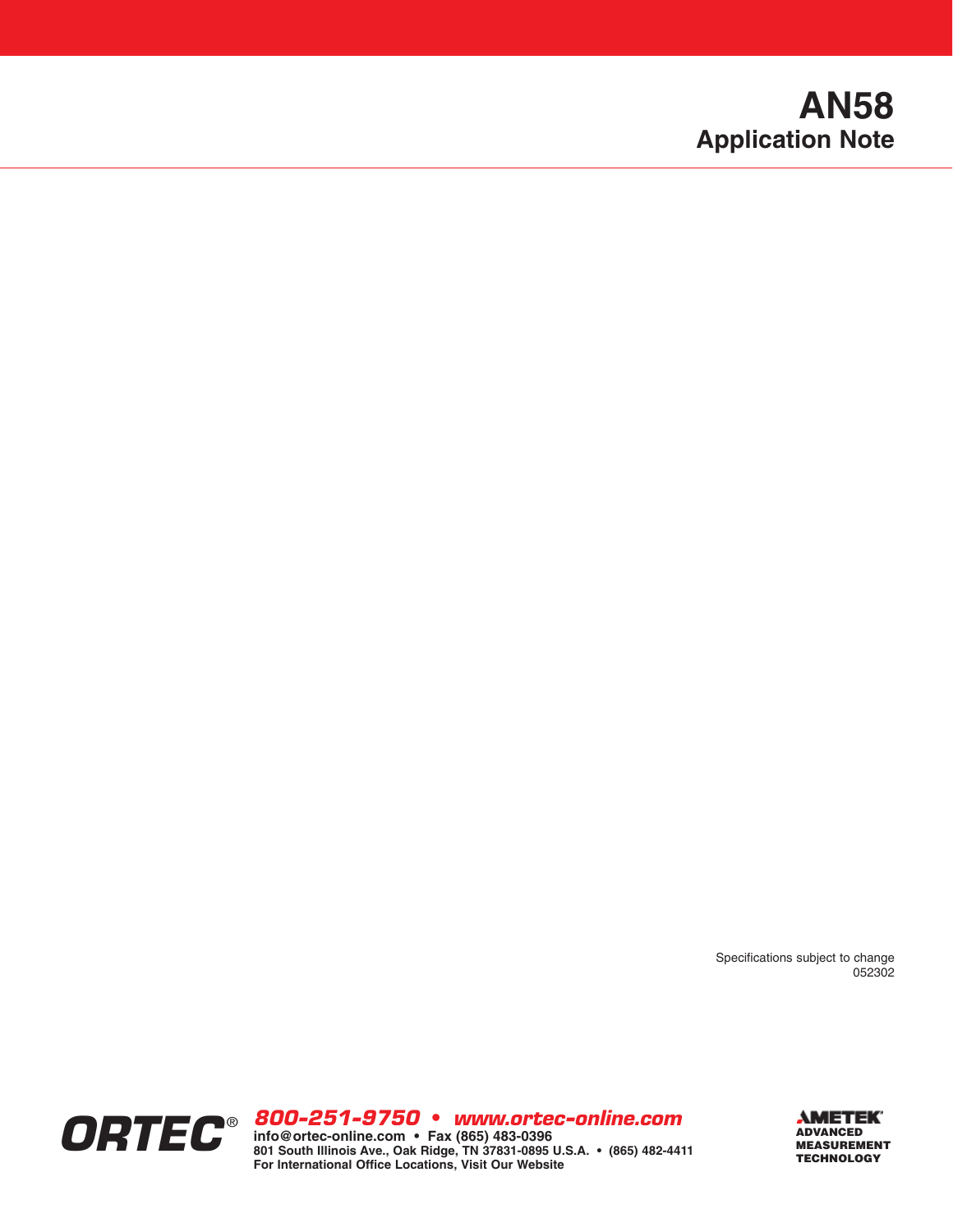# AN58
## Application Note

Specifications subject to change
052302

**ORTEC®**

**800-251-9750 • www.ortec-online.com**
**info@ortec-online.com • Fax (865) 483-0396**
**801 South Illinois Ave., Oak Ridge, TN 37831-0895 U.S.A. • (865) 482-4411**
**For International Office Locations, Visit Our Website**

**AMETEK®**
**ADVANCED MEASUREMENT TECHNOLOGY**